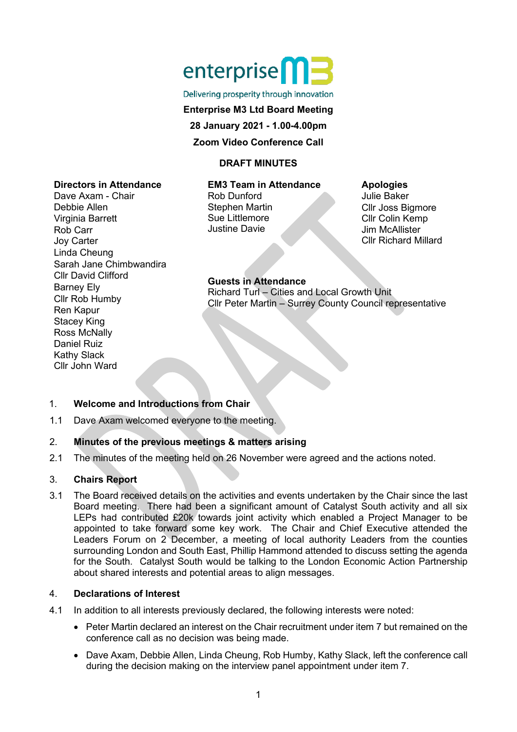enterprise M3

Delivering prosperity through innovation

**Enterprise M3 Ltd Board Meeting**

**28 January 2021 - 1.00-4.00pm**

**Zoom Video Conference Call**

**DRAFT MINUTES**

**Directors in Attendance**
Dave Axam - Chair
Debbie Allen
Virginia Barrett
Rob Carr
Joy Carter
Linda Cheung
Sarah Jane Chimbwandira
Cllr David Clifford
Barney Ely
Cllr Rob Humby
Ren Kapur
Stacey King
Ross McNally
Daniel Ruiz
Kathy Slack
Cllr John Ward

**EM3 Team in Attendance**
Rob Dunford
Stephen Martin
Sue Littlemore
Justine Davie

**Apologies**
Julie Baker
Cllr Joss Bigmore
Cllr Colin Kemp
Jim McAllister
Cllr Richard Millard

**Guests in Attendance**
Richard Turl – Cities and Local Growth Unit
Cllr Peter Martin – Surrey County Council representative

1. **Welcome and Introductions from Chair**

1.1 Dave Axam welcomed everyone to the meeting.

2. **Minutes of the previous meetings & matters arising**

2.1 The minutes of the meeting held on 26 November were agreed and the actions noted.

3. **Chairs Report**

3.1 The Board received details on the activities and events undertaken by the Chair since the last Board meeting. There had been a significant amount of Catalyst South activity and all six LEPs had contributed £20k towards joint activity which enabled a Project Manager to be appointed to take forward some key work. The Chair and Chief Executive attended the Leaders Forum on 2 December, a meeting of local authority Leaders from the counties surrounding London and South East, Phillip Hammond attended to discuss setting the agenda for the South. Catalyst South would be talking to the London Economic Action Partnership about shared interests and potential areas to align messages.

4. **Declarations of Interest**

4.1 In addition to all interests previously declared, the following interests were noted:

- Peter Martin declared an interest on the Chair recruitment under item 7 but remained on the conference call as no decision was being made.
- Dave Axam, Debbie Allen, Linda Cheung, Rob Humby, Kathy Slack, left the conference call during the decision making on the interview panel appointment under item 7.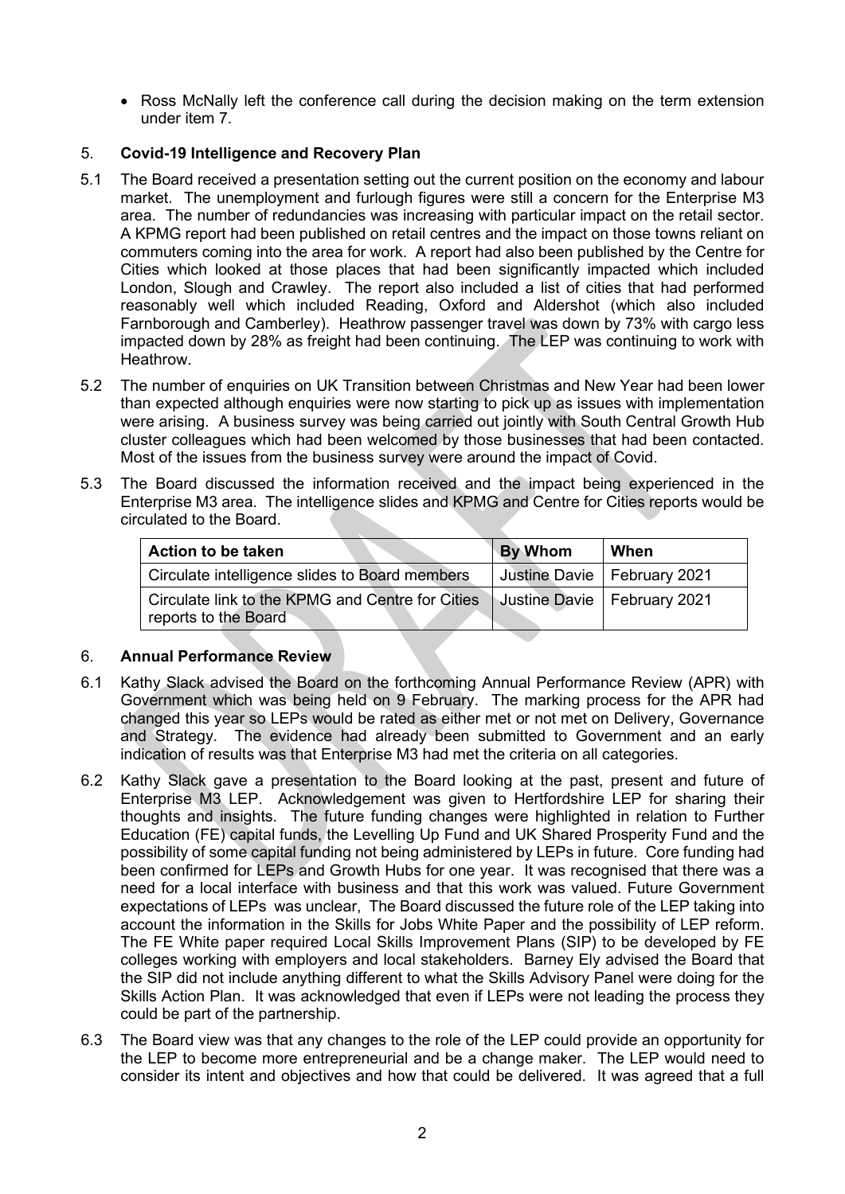- Ross McNally left the conference call during the decision making on the term extension under item 7.

## 5. Covid-19 Intelligence and Recovery Plan

5.1 The Board received a presentation setting out the current position on the economy and labour market. The unemployment and furlough figures were still a concern for the Enterprise M3 area. The number of redundancies was increasing with particular impact on the retail sector. A KPMG report had been published on retail centres and the impact on those towns reliant on commuters coming into the area for work. A report had also been published by the Centre for Cities which looked at those places that had been significantly impacted which included London, Slough and Crawley. The report also included a list of cities that had performed reasonably well which included Reading, Oxford and Aldershot (which also included Farnborough and Camberley). Heathrow passenger travel was down by 73% with cargo less impacted down by 28% as freight had been continuing. The LEP was continuing to work with Heathrow.

5.2 The number of enquiries on UK Transition between Christmas and New Year had been lower than expected although enquiries were now starting to pick up as issues with implementation were arising. A business survey was being carried out jointly with South Central Growth Hub cluster colleagues which had been welcomed by those businesses that had been contacted. Most of the issues from the business survey were around the impact of Covid.

5.3 The Board discussed the information received and the impact being experienced in the Enterprise M3 area. The intelligence slides and KPMG and Centre for Cities reports would be circulated to the Board.

| Action to be taken | By Whom | When |
|---|---|---|
| Circulate intelligence slides to Board members | Justine Davie | February 2021 |
| Circulate link to the KPMG and Centre for Cities reports to the Board | Justine Davie | February 2021 |

## 6. Annual Performance Review

6.1 Kathy Slack advised the Board on the forthcoming Annual Performance Review (APR) with Government which was being held on 9 February. The marking process for the APR had changed this year so LEPs would be rated as either met or not met on Delivery, Governance and Strategy. The evidence had already been submitted to Government and an early indication of results was that Enterprise M3 had met the criteria on all categories.

6.2 Kathy Slack gave a presentation to the Board looking at the past, present and future of Enterprise M3 LEP. Acknowledgement was given to Hertfordshire LEP for sharing their thoughts and insights. The future funding changes were highlighted in relation to Further Education (FE) capital funds, the Levelling Up Fund and UK Shared Prosperity Fund and the possibility of some capital funding not being administered by LEPs in future. Core funding had been confirmed for LEPs and Growth Hubs for one year. It was recognised that there was a need for a local interface with business and that this work was valued. Future Government expectations of LEPs was unclear, The Board discussed the future role of the LEP taking into account the information in the Skills for Jobs White Paper and the possibility of LEP reform. The FE White paper required Local Skills Improvement Plans (SIP) to be developed by FE colleges working with employers and local stakeholders. Barney Ely advised the Board that the SIP did not include anything different to what the Skills Advisory Panel were doing for the Skills Action Plan. It was acknowledged that even if LEPs were not leading the process they could be part of the partnership.

6.3 The Board view was that any changes to the role of the LEP could provide an opportunity for the LEP to become more entrepreneurial and be a change maker. The LEP would need to consider its intent and objectives and how that could be delivered. It was agreed that a full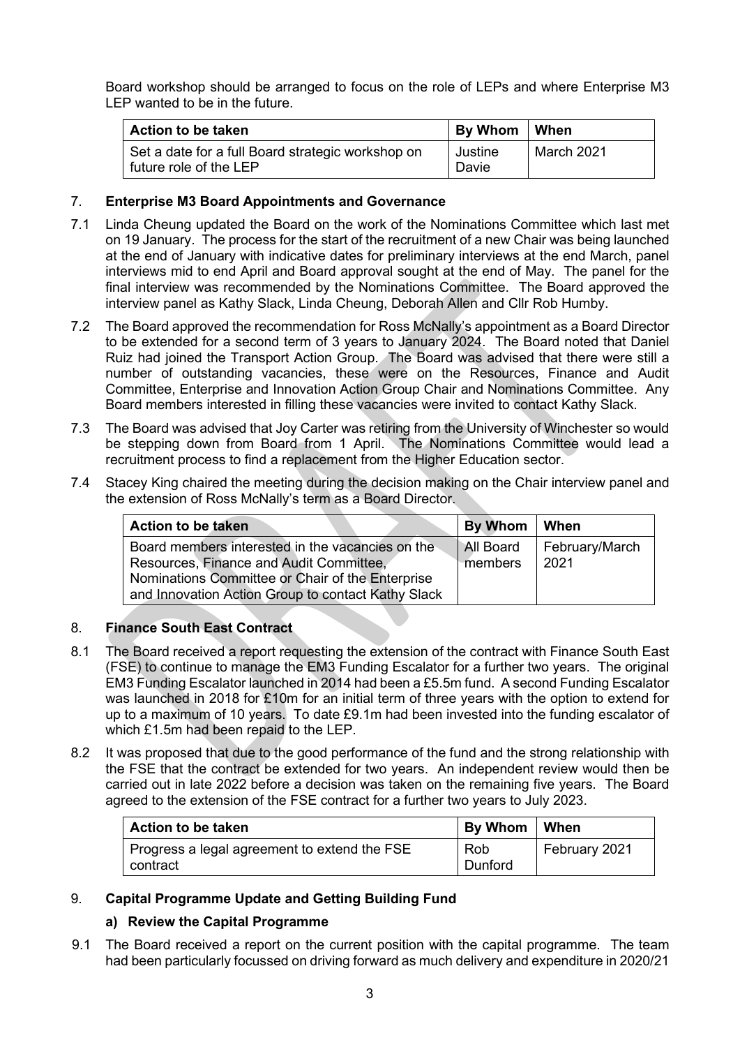Board workshop should be arranged to focus on the role of LEPs and where Enterprise M3 LEP wanted to be in the future.

| Action to be taken | By Whom | When |
|---|---|---|
| Set a date for a full Board strategic workshop on future role of the LEP | Justine Davie | March 2021 |

## 7. Enterprise M3 Board Appointments and Governance

7.1 Linda Cheung updated the Board on the work of the Nominations Committee which last met on 19 January. The process for the start of the recruitment of a new Chair was being launched at the end of January with indicative dates for preliminary interviews at the end March, panel interviews mid to end April and Board approval sought at the end of May. The panel for the final interview was recommended by the Nominations Committee. The Board approved the interview panel as Kathy Slack, Linda Cheung, Deborah Allen and Cllr Rob Humby.

7.2 The Board approved the recommendation for Ross McNally's appointment as a Board Director to be extended for a second term of 3 years to January 2024. The Board noted that Daniel Ruiz had joined the Transport Action Group. The Board was advised that there were still a number of outstanding vacancies, these were on the Resources, Finance and Audit Committee, Enterprise and Innovation Action Group Chair and Nominations Committee. Any Board members interested in filling these vacancies were invited to contact Kathy Slack.

7.3 The Board was advised that Joy Carter was retiring from the University of Winchester so would be stepping down from Board from 1 April. The Nominations Committee would lead a recruitment process to find a replacement from the Higher Education sector.

7.4 Stacey King chaired the meeting during the decision making on the Chair interview panel and the extension of Ross McNally's term as a Board Director.

| Action to be taken | By Whom | When |
|---|---|---|
| Board members interested in the vacancies on the Resources, Finance and Audit Committee, Nominations Committee or Chair of the Enterprise and Innovation Action Group to contact Kathy Slack | All Board members | February/March 2021 |

## 8. Finance South East Contract

8.1 The Board received a report requesting the extension of the contract with Finance South East (FSE) to continue to manage the EM3 Funding Escalator for a further two years. The original EM3 Funding Escalator launched in 2014 had been a £5.5m fund. A second Funding Escalator was launched in 2018 for £10m for an initial term of three years with the option to extend for up to a maximum of 10 years. To date £9.1m had been invested into the funding escalator of which £1.5m had been repaid to the LEP.

8.2 It was proposed that due to the good performance of the fund and the strong relationship with the FSE that the contract be extended for two years. An independent review would then be carried out in late 2022 before a decision was taken on the remaining five years. The Board agreed to the extension of the FSE contract for a further two years to July 2023.

| Action to be taken | By Whom | When |
|---|---|---|
| Progress a legal agreement to extend the FSE contract | Rob Dunford | February 2021 |

## 9. Capital Programme Update and Getting Building Fund

### a) Review the Capital Programme

9.1 The Board received a report on the current position with the capital programme. The team had been particularly focussed on driving forward as much delivery and expenditure in 2020/21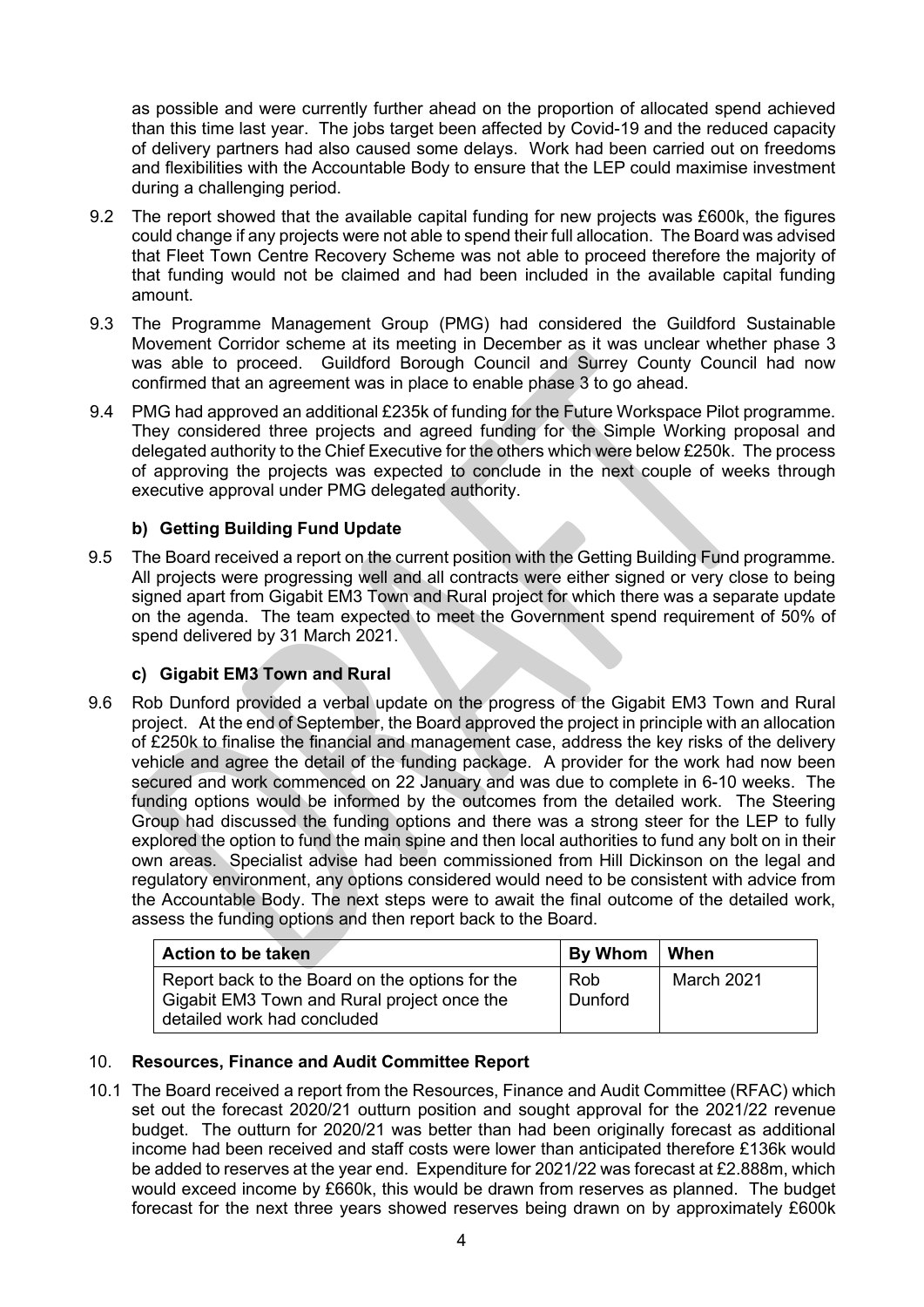as possible and were currently further ahead on the proportion of allocated spend achieved than this time last year. The jobs target been affected by Covid-19 and the reduced capacity of delivery partners had also caused some delays. Work had been carried out on freedoms and flexibilities with the Accountable Body to ensure that the LEP could maximise investment during a challenging period.

9.2 The report showed that the available capital funding for new projects was £600k, the figures could change if any projects were not able to spend their full allocation. The Board was advised that Fleet Town Centre Recovery Scheme was not able to proceed therefore the majority of that funding would not be claimed and had been included in the available capital funding amount.

9.3 The Programme Management Group (PMG) had considered the Guildford Sustainable Movement Corridor scheme at its meeting in December as it was unclear whether phase 3 was able to proceed. Guildford Borough Council and Surrey County Council had now confirmed that an agreement was in place to enable phase 3 to go ahead.

9.4 PMG had approved an additional £235k of funding for the Future Workspace Pilot programme. They considered three projects and agreed funding for the Simple Working proposal and delegated authority to the Chief Executive for the others which were below £250k. The process of approving the projects was expected to conclude in the next couple of weeks through executive approval under PMG delegated authority.

### b) Getting Building Fund Update

9.5 The Board received a report on the current position with the Getting Building Fund programme. All projects were progressing well and all contracts were either signed or very close to being signed apart from Gigabit EM3 Town and Rural project for which there was a separate update on the agenda. The team expected to meet the Government spend requirement of 50% of spend delivered by 31 March 2021.

### c) Gigabit EM3 Town and Rural

9.6 Rob Dunford provided a verbal update on the progress of the Gigabit EM3 Town and Rural project. At the end of September, the Board approved the project in principle with an allocation of £250k to finalise the financial and management case, address the key risks of the delivery vehicle and agree the detail of the funding package. A provider for the work had now been secured and work commenced on 22 January and was due to complete in 6-10 weeks. The funding options would be informed by the outcomes from the detailed work. The Steering Group had discussed the funding options and there was a strong steer for the LEP to fully explored the option to fund the main spine and then local authorities to fund any bolt on in their own areas. Specialist advise had been commissioned from Hill Dickinson on the legal and regulatory environment, any options considered would need to be consistent with advice from the Accountable Body. The next steps were to await the final outcome of the detailed work, assess the funding options and then report back to the Board.

| Action to be taken | By Whom | When |
|---|---|---|
| Report back to the Board on the options for the Gigabit EM3 Town and Rural project once the detailed work had concluded | Rob Dunford | March 2021 |

## 10. Resources, Finance and Audit Committee Report

10.1 The Board received a report from the Resources, Finance and Audit Committee (RFAC) which set out the forecast 2020/21 outturn position and sought approval for the 2021/22 revenue budget. The outturn for 2020/21 was better than had been originally forecast as additional income had been received and staff costs were lower than anticipated therefore £136k would be added to reserves at the year end. Expenditure for 2021/22 was forecast at £2.888m, which would exceed income by £660k, this would be drawn from reserves as planned. The budget forecast for the next three years showed reserves being drawn on by approximately £600k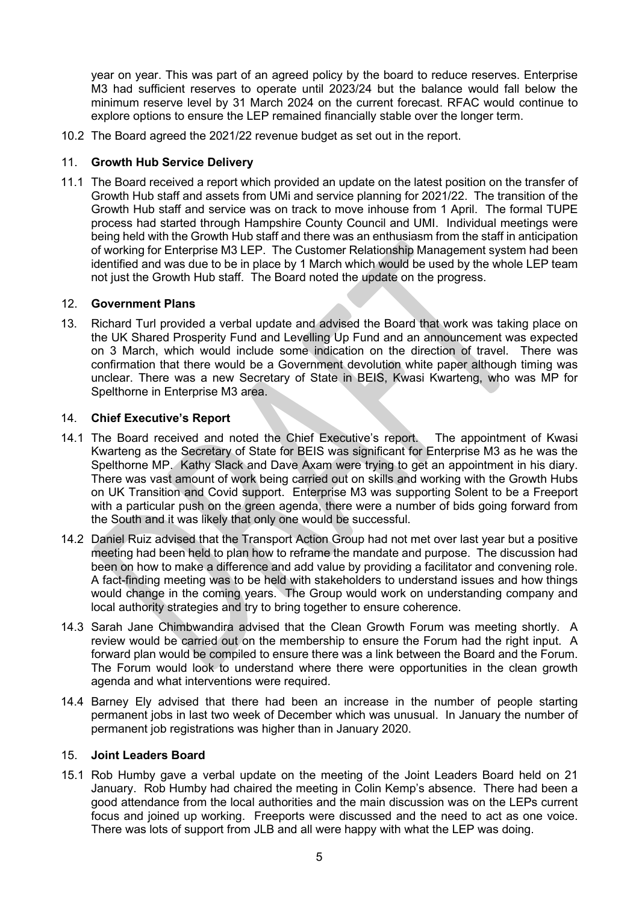year on year. This was part of an agreed policy by the board to reduce reserves. Enterprise M3 had sufficient reserves to operate until 2023/24 but the balance would fall below the minimum reserve level by 31 March 2024 on the current forecast. RFAC would continue to explore options to ensure the LEP remained financially stable over the longer term.

10.2 The Board agreed the 2021/22 revenue budget as set out in the report.

11. **Growth Hub Service Delivery**

11.1 The Board received a report which provided an update on the latest position on the transfer of Growth Hub staff and assets from UMi and service planning for 2021/22. The transition of the Growth Hub staff and service was on track to move inhouse from 1 April. The formal TUPE process had started through Hampshire County Council and UMI. Individual meetings were being held with the Growth Hub staff and there was an enthusiasm from the staff in anticipation of working for Enterprise M3 LEP. The Customer Relationship Management system had been identified and was due to be in place by 1 March which would be used by the whole LEP team not just the Growth Hub staff. The Board noted the update on the progress.

12. **Government Plans**

13. Richard Turl provided a verbal update and advised the Board that work was taking place on the UK Shared Prosperity Fund and Levelling Up Fund and an announcement was expected on 3 March, which would include some indication on the direction of travel. There was confirmation that there would be a Government devolution white paper although timing was unclear. There was a new Secretary of State in BEIS, Kwasi Kwarteng, who was MP for Spelthorne in Enterprise M3 area.

14. **Chief Executive's Report**

14.1 The Board received and noted the Chief Executive's report. The appointment of Kwasi Kwarteng as the Secretary of State for BEIS was significant for Enterprise M3 as he was the Spelthorne MP. Kathy Slack and Dave Axam were trying to get an appointment in his diary. There was vast amount of work being carried out on skills and working with the Growth Hubs on UK Transition and Covid support. Enterprise M3 was supporting Solent to be a Freeport with a particular push on the green agenda, there were a number of bids going forward from the South and it was likely that only one would be successful.

14.2 Daniel Ruiz advised that the Transport Action Group had not met over last year but a positive meeting had been held to plan how to reframe the mandate and purpose. The discussion had been on how to make a difference and add value by providing a facilitator and convening role. A fact-finding meeting was to be held with stakeholders to understand issues and how things would change in the coming years. The Group would work on understanding company and local authority strategies and try to bring together to ensure coherence.

14.3 Sarah Jane Chimbwandira advised that the Clean Growth Forum was meeting shortly. A review would be carried out on the membership to ensure the Forum had the right input. A forward plan would be compiled to ensure there was a link between the Board and the Forum. The Forum would look to understand where there were opportunities in the clean growth agenda and what interventions were required.

14.4 Barney Ely advised that there had been an increase in the number of people starting permanent jobs in last two week of December which was unusual. In January the number of permanent job registrations was higher than in January 2020.

15. **Joint Leaders Board**

15.1 Rob Humby gave a verbal update on the meeting of the Joint Leaders Board held on 21 January. Rob Humby had chaired the meeting in Colin Kemp's absence. There had been a good attendance from the local authorities and the main discussion was on the LEPs current focus and joined up working. Freeports were discussed and the need to act as one voice. There was lots of support from JLB and all were happy with what the LEP was doing.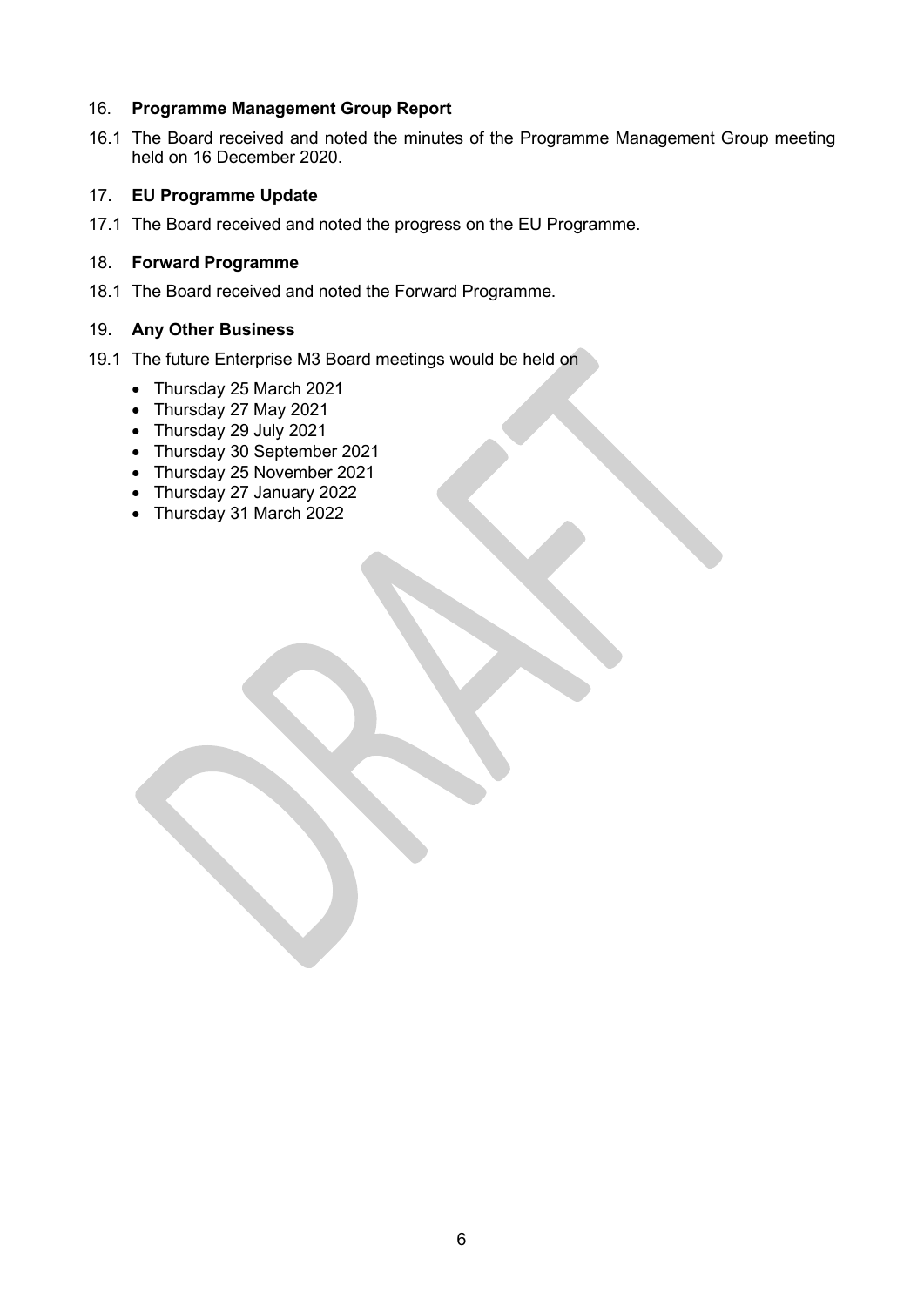16. **Programme Management Group Report**

16.1 The Board received and noted the minutes of the Programme Management Group meeting held on 16 December 2020.

17. **EU Programme Update**

17.1 The Board received and noted the progress on the EU Programme.

18. **Forward Programme**

18.1 The Board received and noted the Forward Programme.

19. **Any Other Business**

19.1 The future Enterprise M3 Board meetings would be held on

- Thursday 25 March 2021
- Thursday 27 May 2021
- Thursday 29 July 2021
- Thursday 30 September 2021
- Thursday 25 November 2021
- Thursday 27 January 2022
- Thursday 31 March 2022